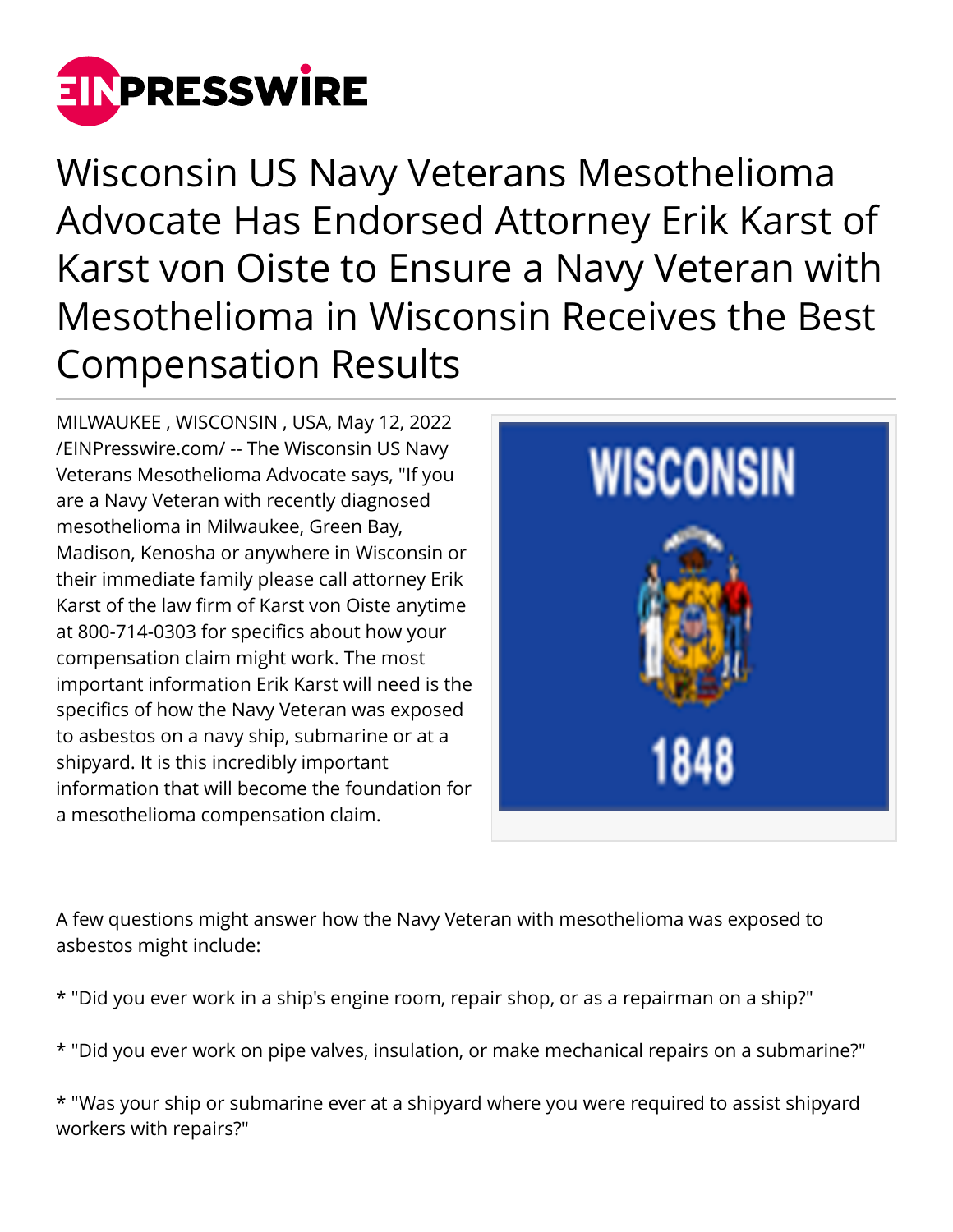# Wisconsin US Navy Veterans Mesothelioma Advocate Has Endorsed Attorney Erik Karst of Karst von Oiste to Ensure a Navy Veteran with Mesothelioma in Wisconsin Receives the Best Compensation Results

MILWAUKEE , WISCONSIN , USA, May 12, 2022 /EINPresswire.com/ -- The Wisconsin US Navy Veterans Mesothelioma Advocate says, "If you are a Navy Veteran with recently diagnosed mesothelioma in Milwaukee, Green Bay, Madison, Kenosha or anywhere in Wisconsin or their immediate family please call attorney Erik Karst of the law firm of Karst von Oiste anytime at 800-714-0303 for specifics about how your compensation claim might work. The most important information Erik Karst will need is the specifics of how the Navy Veteran was exposed to asbestos on a navy ship, submarine or at a shipyard. It is this incredibly important information that will become the foundation for a mesothelioma compensation claim.

A few questions might answer how the Navy Veteran with mesothelioma was exposed to asbestos might include:

* "Did you ever work in a ship's engine room, repair shop, or as a repairman on a ship?"

* "Did you ever work on pipe valves, insulation, or make mechanical repairs on a submarine?"

* "Was your ship or submarine ever at a shipyard where you were required to assist shipyard workers with repairs?"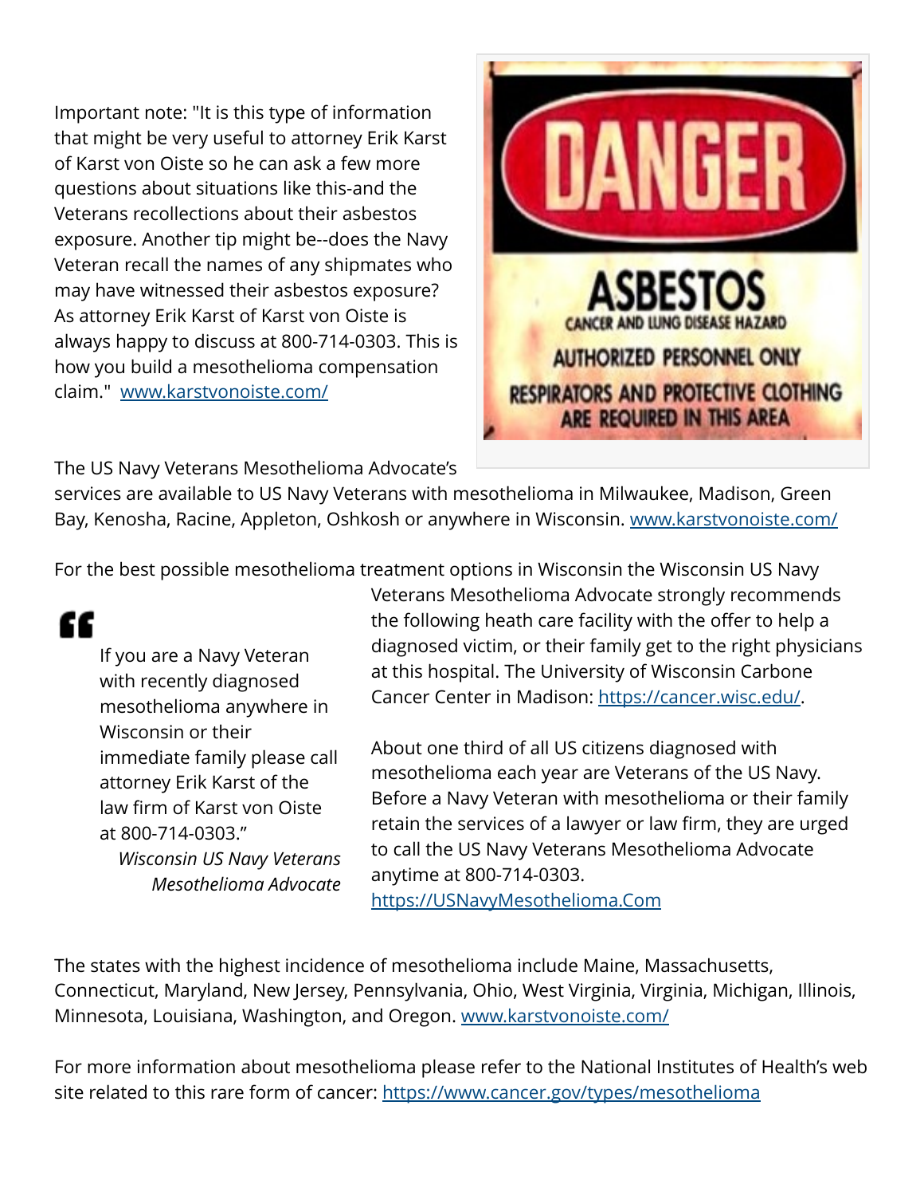Important note: "It is this type of information that might be very useful to attorney Erik Karst of Karst von Oiste so he can ask a few more questions about situations like this-and the Veterans recollections about their asbestos exposure. Another tip might be--does the Navy Veteran recall the names of any shipmates who may have witnessed their asbestos exposure? As attorney Erik Karst of Karst von Oiste is always happy to discuss at 800-714-0303. This is how you build a mesothelioma compensation claim." [www.karstvonoiste.com/](www.karstvonoiste.com/)

The US Navy Veterans Mesothelioma Advocate's services are available to US Navy Veterans with mesothelioma in Milwaukee, Madison, Green Bay, Kenosha, Racine, Appleton, Oshkosh or anywhere in Wisconsin. [www.karstvonoiste.com/](www.karstvonoiste.com/)

For the best possible mesothelioma treatment options in Wisconsin the Wisconsin US Navy Veterans Mesothelioma Advocate strongly recommends the following heath care facility with the offer to help a diagnosed victim, or their family get to the right physicians at this hospital. The University of Wisconsin Carbone Cancer Center in Madison: [https://cancer.wisc.edu/](https://cancer.wisc.edu/).

> If you are a Navy Veteran with recently diagnosed mesothelioma anywhere in Wisconsin or their immediate family please call attorney Erik Karst of the law firm of Karst von Oiste at 800-714-0303."
>
> *Wisconsin US Navy Veterans Mesothelioma Advocate*

About one third of all US citizens diagnosed with mesothelioma each year are Veterans of the US Navy. Before a Navy Veteran with mesothelioma or their family retain the services of a lawyer or law firm, they are urged to call the US Navy Veterans Mesothelioma Advocate anytime at 800-714-0303. [https://USNavyMesothelioma.Com](https://USNavyMesothelioma.Com)

The states with the highest incidence of mesothelioma include Maine, Massachusetts, Connecticut, Maryland, New Jersey, Pennsylvania, Ohio, West Virginia, Virginia, Michigan, Illinois, Minnesota, Louisiana, Washington, and Oregon. [www.karstvonoiste.com/](www.karstvonoiste.com/)

For more information about mesothelioma please refer to the National Institutes of Health's web site related to this rare form of cancer: [https://www.cancer.gov/types/mesothelioma](https://www.cancer.gov/types/mesothelioma)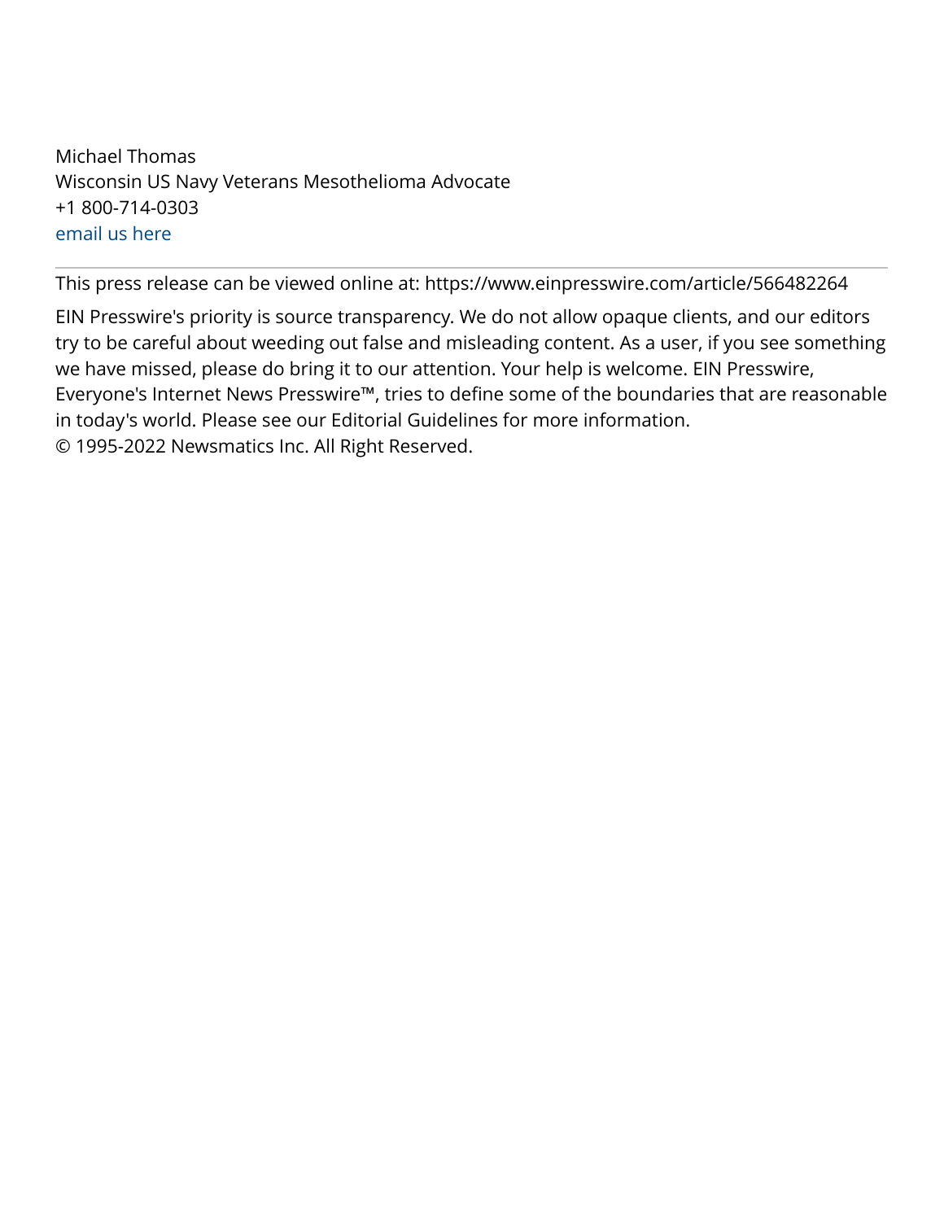Michael Thomas
Wisconsin US Navy Veterans Mesothelioma Advocate
+1 800-714-0303
email us here

---

This press release can be viewed online at: https://www.einpresswire.com/article/566482264

EIN Presswire's priority is source transparency. We do not allow opaque clients, and our editors try to be careful about weeding out false and misleading content. As a user, if you see something we have missed, please do bring it to our attention. Your help is welcome. EIN Presswire, Everyone's Internet News Presswire™, tries to define some of the boundaries that are reasonable in today's world. Please see our Editorial Guidelines for more information.
© 1995-2022 Newsmatics Inc. All Right Reserved.